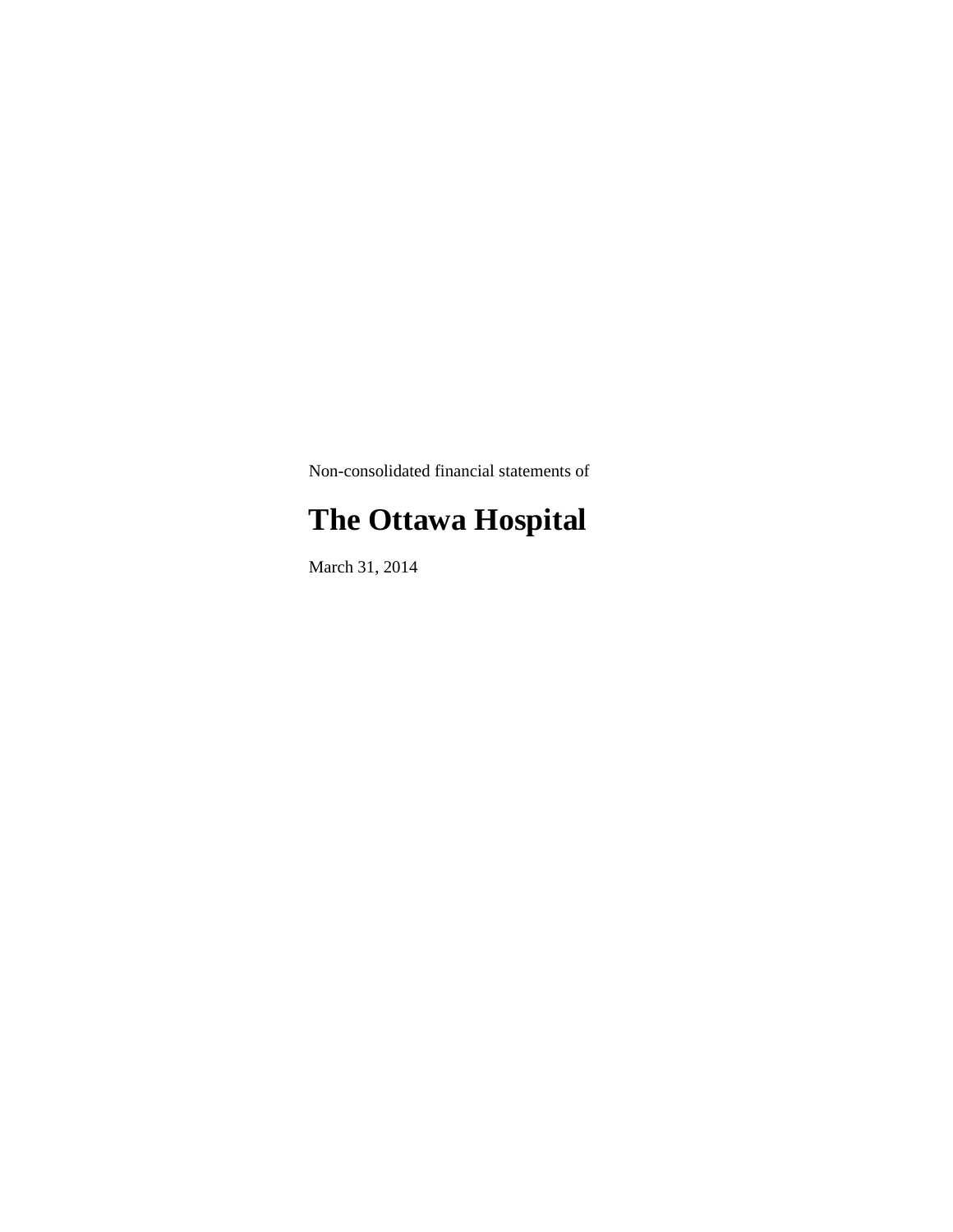Non-consolidated financial statements of

# The Ottawa Hospital

March 31, 2014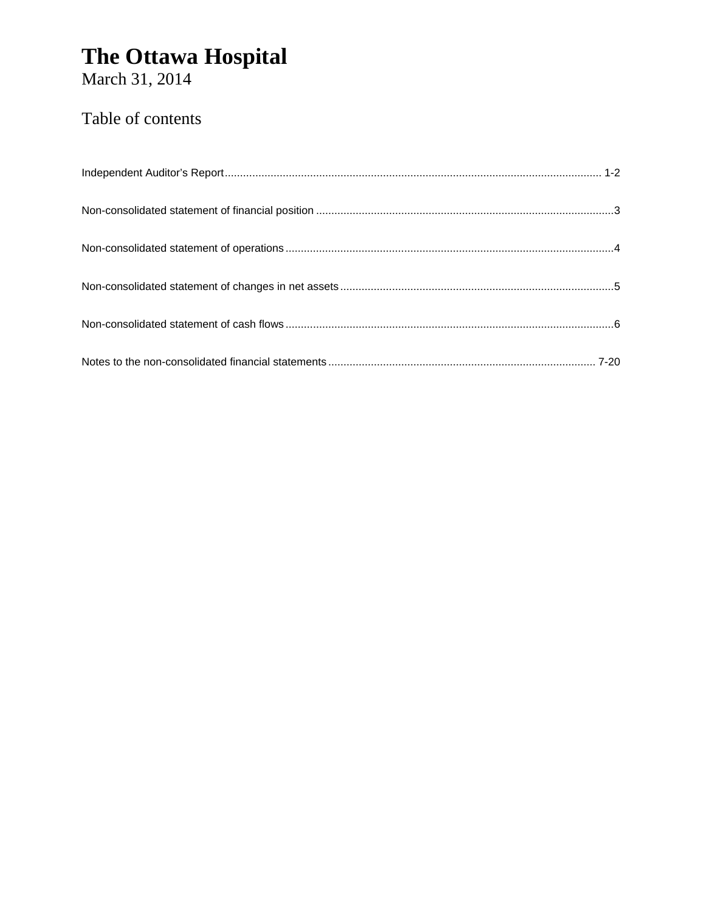# The Ottawa Hospital

March 31, 2014

## Table of contents

| | |
|---|---|
| Independent Auditor's Report | 1-2 |
| Non-consolidated statement of financial position | 3 |
| Non-consolidated statement of operations | 4 |
| Non-consolidated statement of changes in net assets | 5 |
| Non-consolidated statement of cash flows | 6 |
| Notes to the non-consolidated financial statements | 7-20 |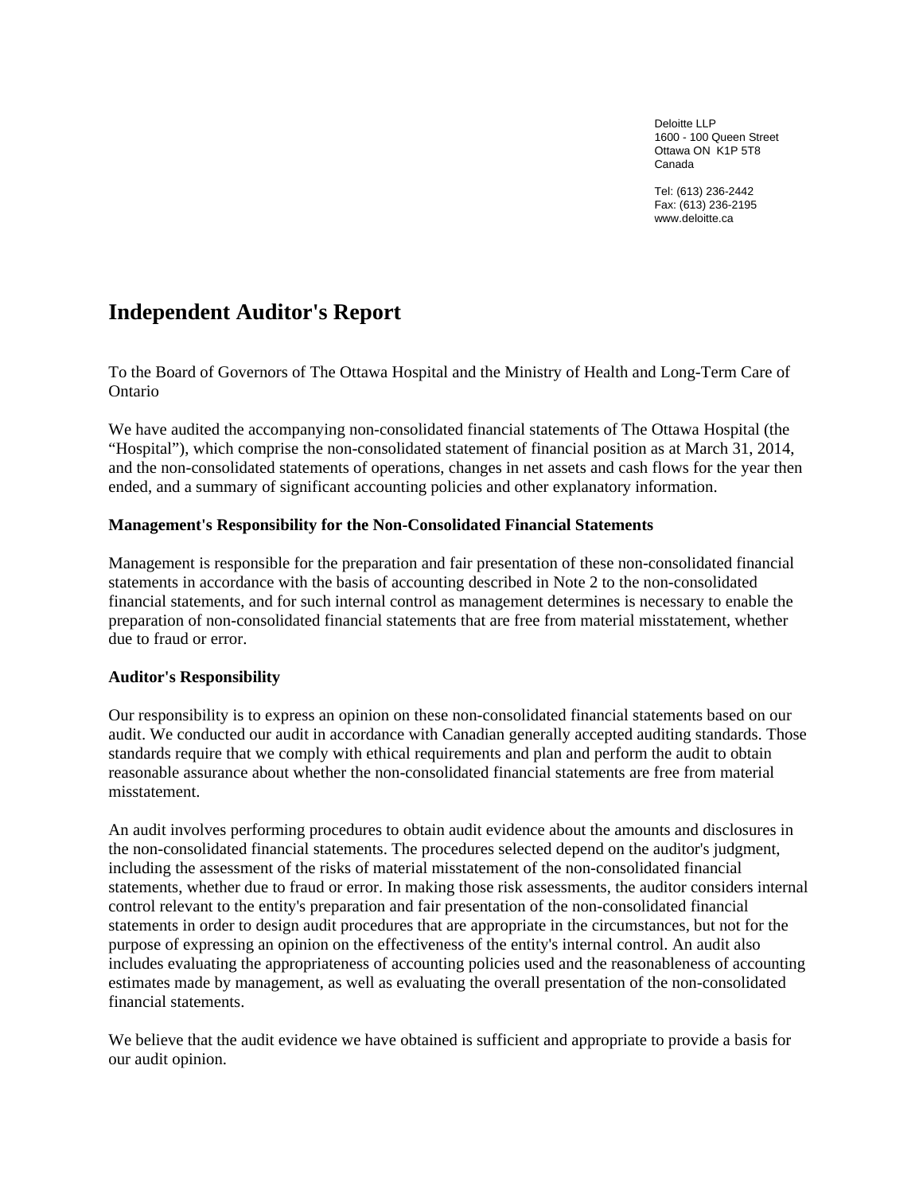Deloitte LLP
1600 - 100 Queen Street
Ottawa ON K1P 5T8
Canada

Tel: (613) 236-2442
Fax: (613) 236-2195
www.deloitte.ca

# Independent Auditor's Report

To the Board of Governors of The Ottawa Hospital and the Ministry of Health and Long-Term Care of Ontario

We have audited the accompanying non-consolidated financial statements of The Ottawa Hospital (the "Hospital"), which comprise the non-consolidated statement of financial position as at March 31, 2014, and the non-consolidated statements of operations, changes in net assets and cash flows for the year then ended, and a summary of significant accounting policies and other explanatory information.

**Management's Responsibility for the Non-Consolidated Financial Statements**

Management is responsible for the preparation and fair presentation of these non-consolidated financial statements in accordance with the basis of accounting described in Note 2 to the non-consolidated financial statements, and for such internal control as management determines is necessary to enable the preparation of non-consolidated financial statements that are free from material misstatement, whether due to fraud or error.

**Auditor's Responsibility**

Our responsibility is to express an opinion on these non-consolidated financial statements based on our audit. We conducted our audit in accordance with Canadian generally accepted auditing standards. Those standards require that we comply with ethical requirements and plan and perform the audit to obtain reasonable assurance about whether the non-consolidated financial statements are free from material misstatement.

An audit involves performing procedures to obtain audit evidence about the amounts and disclosures in the non-consolidated financial statements. The procedures selected depend on the auditor's judgment, including the assessment of the risks of material misstatement of the non-consolidated financial statements, whether due to fraud or error. In making those risk assessments, the auditor considers internal control relevant to the entity's preparation and fair presentation of the non-consolidated financial statements in order to design audit procedures that are appropriate in the circumstances, but not for the purpose of expressing an opinion on the effectiveness of the entity's internal control. An audit also includes evaluating the appropriateness of accounting policies used and the reasonableness of accounting estimates made by management, as well as evaluating the overall presentation of the non-consolidated financial statements.

We believe that the audit evidence we have obtained is sufficient and appropriate to provide a basis for our audit opinion.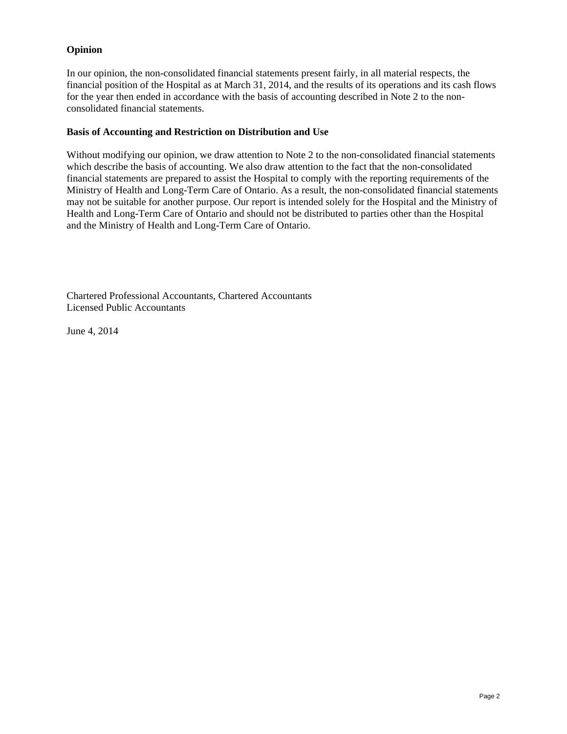## Opinion

In our opinion, the non-consolidated financial statements present fairly, in all material respects, the financial position of the Hospital as at March 31, 2014, and the results of its operations and its cash flows for the year then ended in accordance with the basis of accounting described in Note 2 to the non-consolidated financial statements.

## Basis of Accounting and Restriction on Distribution and Use

Without modifying our opinion, we draw attention to Note 2 to the non-consolidated financial statements which describe the basis of accounting. We also draw attention to the fact that the non-consolidated financial statements are prepared to assist the Hospital to comply with the reporting requirements of the Ministry of Health and Long-Term Care of Ontario. As a result, the non-consolidated financial statements may not be suitable for another purpose. Our report is intended solely for the Hospital and the Ministry of Health and Long-Term Care of Ontario and should not be distributed to parties other than the Hospital and the Ministry of Health and Long-Term Care of Ontario.

Chartered Professional Accountants, Chartered Accountants
Licensed Public Accountants

June 4, 2014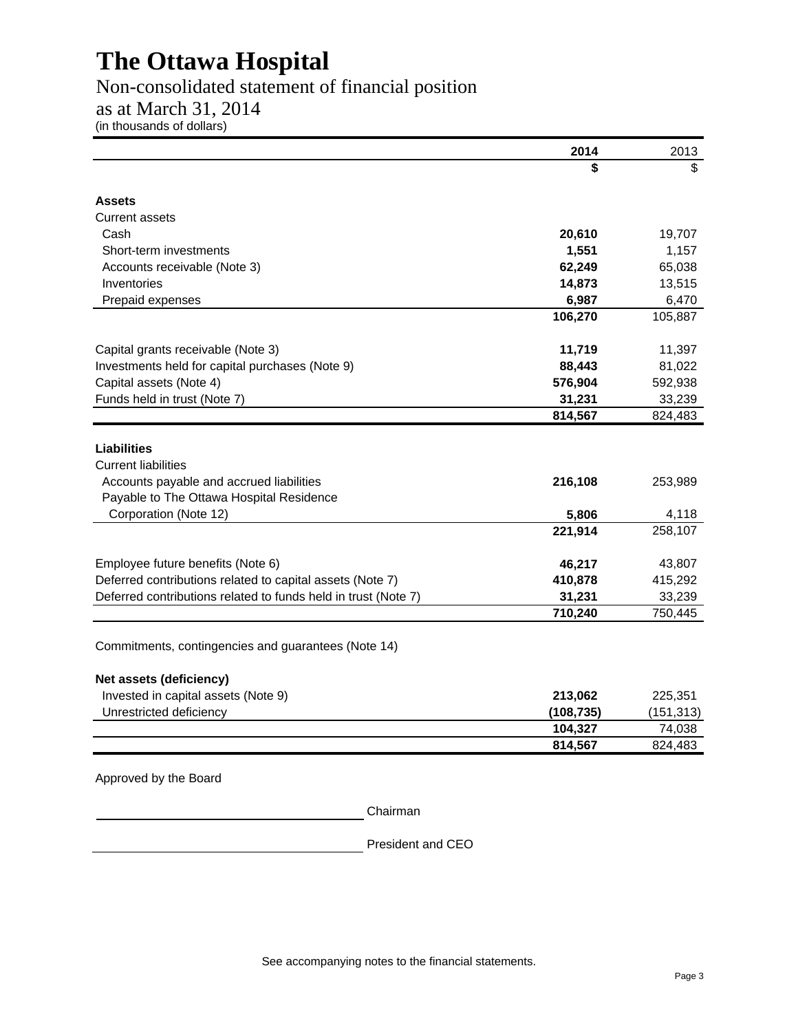# The Ottawa Hospital

## Non-consolidated statement of financial position

## as at March 31, 2014

(in thousands of dollars)

| | **2014** | 2013 |
|---|---|---|
| | **$** | $ |
| **Assets** | | |
| Current assets | | |
| Cash | **20,610** | 19,707 |
| Short-term investments | **1,551** | 1,157 |
| Accounts receivable (Note 3) | **62,249** | 65,038 |
| Inventories | **14,873** | 13,515 |
| Prepaid expenses | **6,987** | 6,470 |
| | **106,270** | 105,887 |
| Capital grants receivable (Note 3) | **11,719** | 11,397 |
| Investments held for capital purchases (Note 9) | **88,443** | 81,022 |
| Capital assets (Note 4) | **576,904** | 592,938 |
| Funds held in trust (Note 7) | **31,231** | 33,239 |
| | **814,567** | 824,483 |
| **Liabilities** | | |
| Current liabilities | | |
| Accounts payable and accrued liabilities | **216,108** | 253,989 |
| Payable to The Ottawa Hospital Residence Corporation (Note 12) | **5,806** | 4,118 |
| | **221,914** | 258,107 |
| Employee future benefits (Note 6) | **46,217** | 43,807 |
| Deferred contributions related to capital assets (Note 7) | **410,878** | 415,292 |
| Deferred contributions related to funds held in trust (Note 7) | **31,231** | 33,239 |
| | **710,240** | 750,445 |
| Commitments, contingencies and guarantees (Note 14) | | |
| **Net assets (deficiency)** | | |
| Invested in capital assets (Note 9) | **213,062** | 225,351 |
| Unrestricted deficiency | **(108,735)** | (151,313) |
| | **104,327** | 74,038 |
| | **814,567** | 824,483 |

Approved by the Board

______________________________ Chairman

______________________________ President and CEO

See accompanying notes to the financial statements.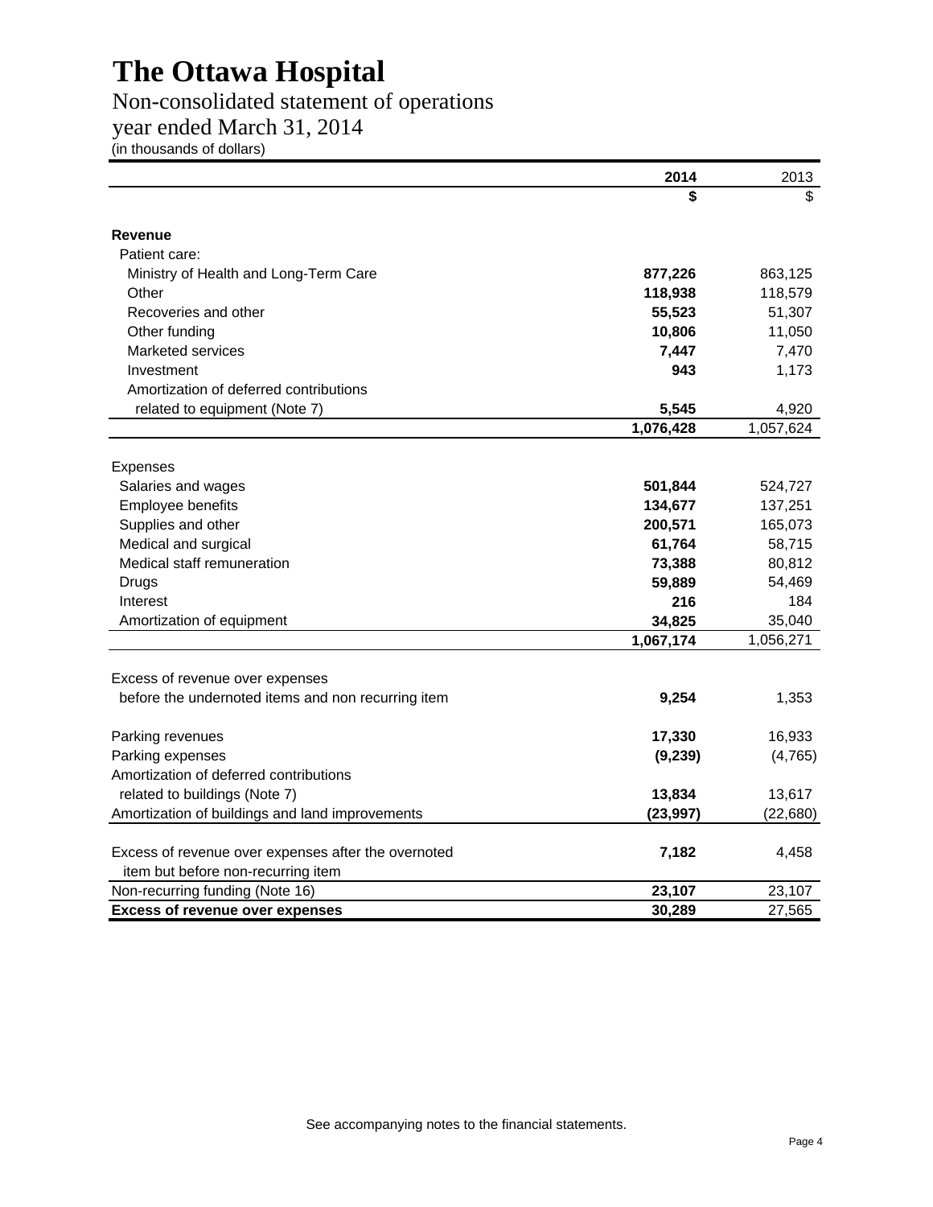# The Ottawa Hospital

## Non-consolidated statement of operations

## year ended March 31, 2014

(in thousands of dollars)

| | **2014** | 2013 |
|---|---|---|
| | **$** | $ |
| **Revenue** | | |
| Patient care: | | |
| Ministry of Health and Long-Term Care | **877,226** | 863,125 |
| Other | **118,938** | 118,579 |
| Recoveries and other | **55,523** | 51,307 |
| Other funding | **10,806** | 11,050 |
| Marketed services | **7,447** | 7,470 |
| Investment | **943** | 1,173 |
| Amortization of deferred contributions related to equipment (Note 7) | **5,545** | 4,920 |
| | **1,076,428** | 1,057,624 |
| Expenses | | |
| Salaries and wages | **501,844** | 524,727 |
| Employee benefits | **134,677** | 137,251 |
| Supplies and other | **200,571** | 165,073 |
| Medical and surgical | **61,764** | 58,715 |
| Medical staff remuneration | **73,388** | 80,812 |
| Drugs | **59,889** | 54,469 |
| Interest | **216** | 184 |
| Amortization of equipment | **34,825** | 35,040 |
| | **1,067,174** | 1,056,271 |
| Excess of revenue over expenses before the undernoted items and non recurring item | **9,254** | 1,353 |
| Parking revenues | **17,330** | 16,933 |
| Parking expenses | **(9,239)** | (4,765) |
| Amortization of deferred contributions related to buildings (Note 7) | **13,834** | 13,617 |
| Amortization of buildings and land improvements | **(23,997)** | (22,680) |
| Excess of revenue over expenses after the overnoted item but before non-recurring item | **7,182** | 4,458 |
| Non-recurring funding (Note 16) | **23,107** | 23,107 |
| **Excess of revenue over expenses** | **30,289** | 27,565 |

See accompanying notes to the financial statements.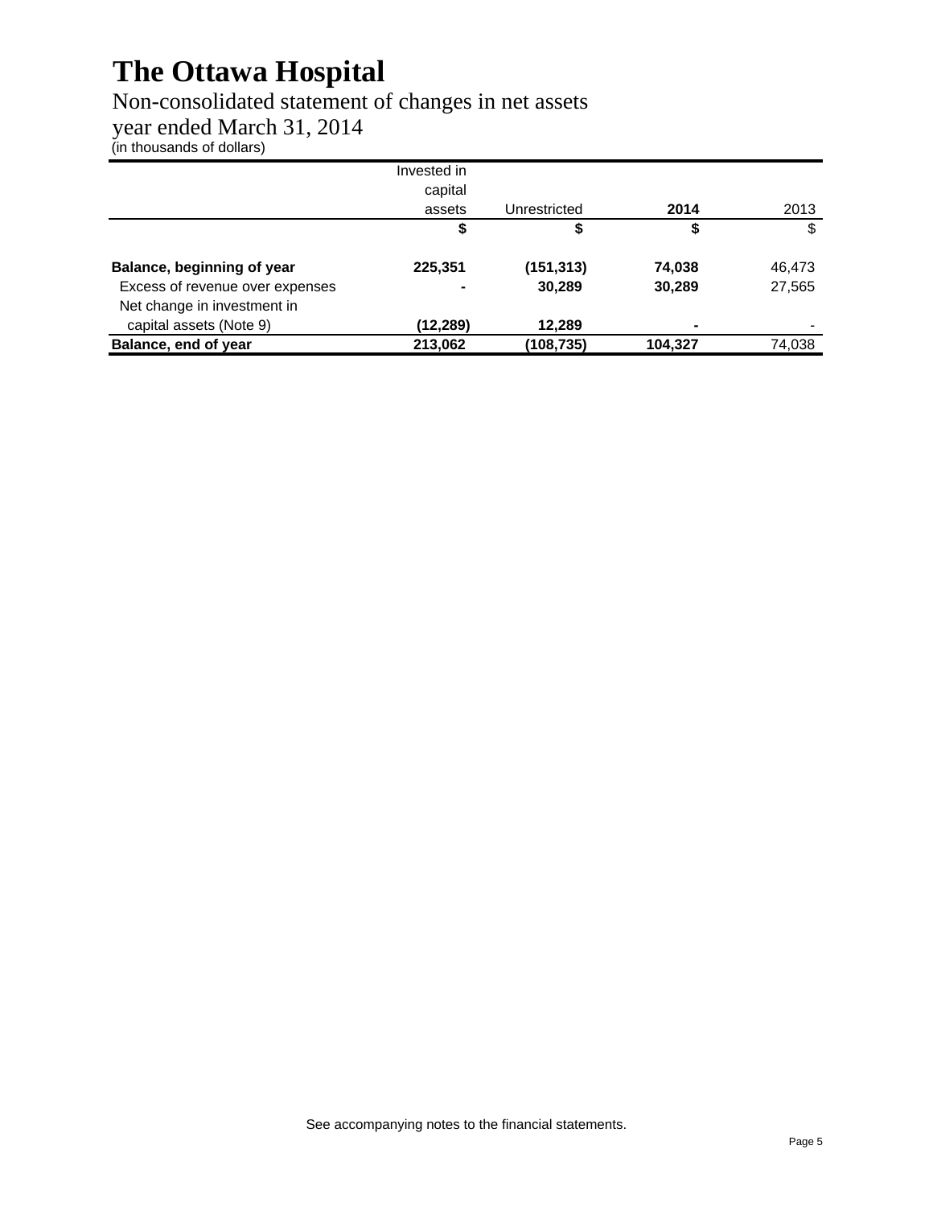# The Ottawa Hospital

## Non-consolidated statement of changes in net assets

## year ended March 31, 2014

(in thousands of dollars)

| | Invested in capital assets | Unrestricted | **2014** | 2013 |
|---|---|---|---|---|
| | **$** | **$** | **$** | $ |
| **Balance, beginning of year** | **225,351** | **(151,313)** | **74,038** | 46,473 |
| Excess of revenue over expenses | **-** | **30,289** | **30,289** | 27,565 |
| Net change in investment in capital assets (Note 9) | **(12,289)** | **12,289** | **-** | - |
| **Balance, end of year** | **213,062** | **(108,735)** | **104,327** | 74,038 |

See accompanying notes to the financial statements.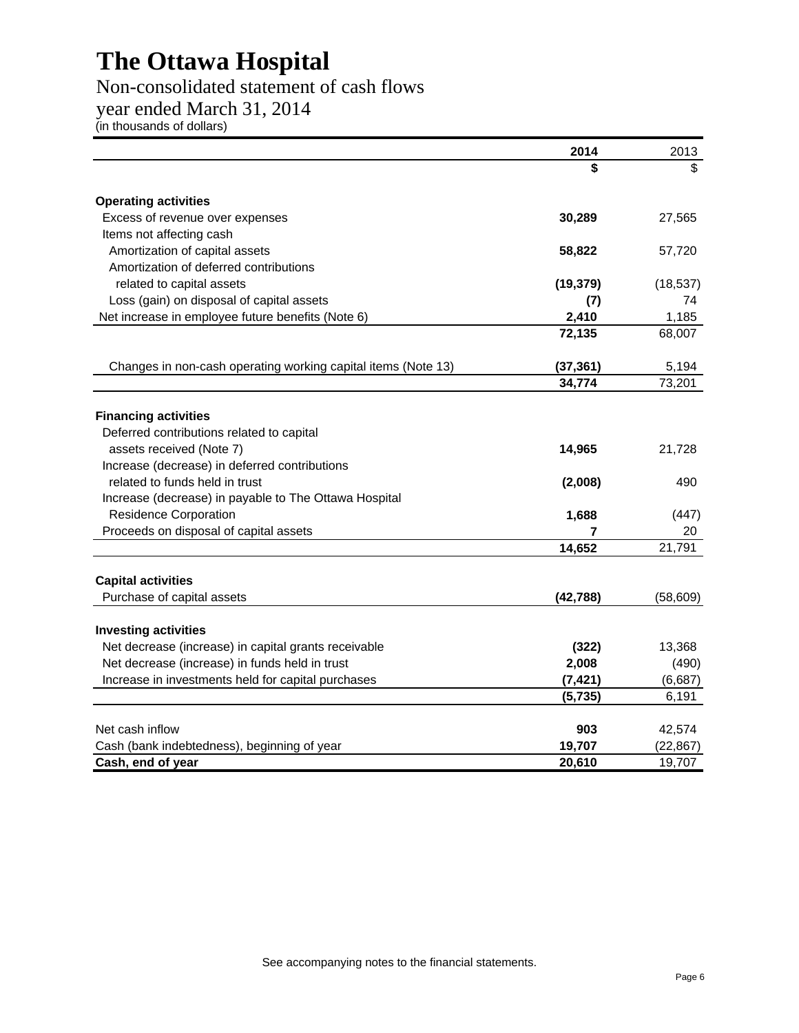# The Ottawa Hospital

## Non-consolidated statement of cash flows

## year ended March 31, 2014

(in thousands of dollars)

| | 2014 | 2013 |
|---|---|---|
| | $ | $ |
| **Operating activities** | | |
| Excess of revenue over expenses | **30,289** | 27,565 |
| Items not affecting cash | | |
| Amortization of capital assets | **58,822** | 57,720 |
| Amortization of deferred contributions related to capital assets | **(19,379)** | (18,537) |
| Loss (gain) on disposal of capital assets | **(7)** | 74 |
| Net increase in employee future benefits (Note 6) | **2,410** | 1,185 |
| | **72,135** | 68,007 |
| Changes in non-cash operating working capital items (Note 13) | **(37,361)** | 5,194 |
| | **34,774** | 73,201 |
| **Financing activities** | | |
| Deferred contributions related to capital assets received (Note 7) | **14,965** | 21,728 |
| Increase (decrease) in deferred contributions related to funds held in trust | **(2,008)** | 490 |
| Increase (decrease) in payable to The Ottawa Hospital Residence Corporation | **1,688** | (447) |
| Proceeds on disposal of capital assets | **7** | 20 |
| | **14,652** | 21,791 |
| **Capital activities** | | |
| Purchase of capital assets | **(42,788)** | (58,609) |
| **Investing activities** | | |
| Net decrease (increase) in capital grants receivable | **(322)** | 13,368 |
| Net decrease (increase) in funds held in trust | **2,008** | (490) |
| Increase in investments held for capital purchases | **(7,421)** | (6,687) |
| | **(5,735)** | 6,191 |
| Net cash inflow | **903** | 42,574 |
| Cash (bank indebtedness), beginning of year | **19,707** | (22,867) |
| **Cash, end of year** | **20,610** | 19,707 |

See accompanying notes to the financial statements.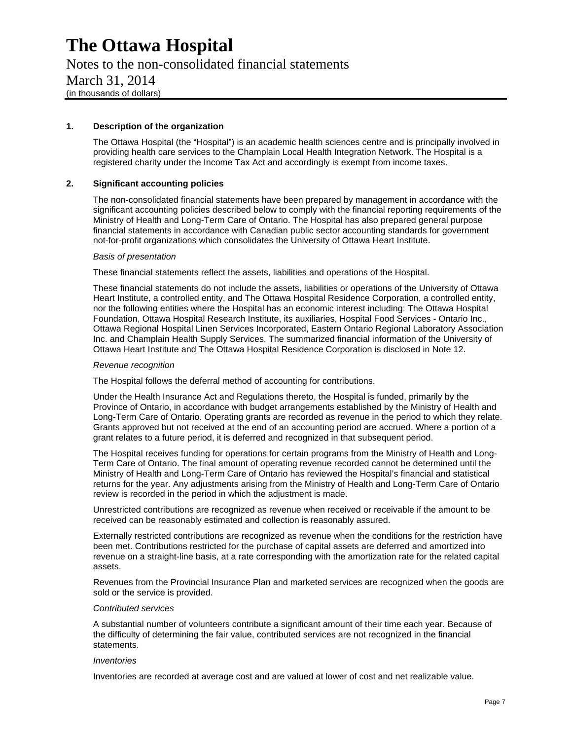# The Ottawa Hospital

Notes to the non-consolidated financial statements

March 31, 2014

(in thousands of dollars)

## 1. Description of the organization

The Ottawa Hospital (the "Hospital") is an academic health sciences centre and is principally involved in providing health care services to the Champlain Local Health Integration Network. The Hospital is a registered charity under the Income Tax Act and accordingly is exempt from income taxes.

## 2. Significant accounting policies

The non-consolidated financial statements have been prepared by management in accordance with the significant accounting policies described below to comply with the financial reporting requirements of the Ministry of Health and Long-Term Care of Ontario. The Hospital has also prepared general purpose financial statements in accordance with Canadian public sector accounting standards for government not-for-profit organizations which consolidates the University of Ottawa Heart Institute.

*Basis of presentation*

These financial statements reflect the assets, liabilities and operations of the Hospital.

These financial statements do not include the assets, liabilities or operations of the University of Ottawa Heart Institute, a controlled entity, and The Ottawa Hospital Residence Corporation, a controlled entity, nor the following entities where the Hospital has an economic interest including: The Ottawa Hospital Foundation, Ottawa Hospital Research Institute, its auxiliaries, Hospital Food Services - Ontario Inc., Ottawa Regional Hospital Linen Services Incorporated, Eastern Ontario Regional Laboratory Association Inc. and Champlain Health Supply Services. The summarized financial information of the University of Ottawa Heart Institute and The Ottawa Hospital Residence Corporation is disclosed in Note 12.

*Revenue recognition*

The Hospital follows the deferral method of accounting for contributions.

Under the Health Insurance Act and Regulations thereto, the Hospital is funded, primarily by the Province of Ontario, in accordance with budget arrangements established by the Ministry of Health and Long-Term Care of Ontario. Operating grants are recorded as revenue in the period to which they relate. Grants approved but not received at the end of an accounting period are accrued. Where a portion of a grant relates to a future period, it is deferred and recognized in that subsequent period.

The Hospital receives funding for operations for certain programs from the Ministry of Health and Long-Term Care of Ontario. The final amount of operating revenue recorded cannot be determined until the Ministry of Health and Long-Term Care of Ontario has reviewed the Hospital's financial and statistical returns for the year. Any adjustments arising from the Ministry of Health and Long-Term Care of Ontario review is recorded in the period in which the adjustment is made.

Unrestricted contributions are recognized as revenue when received or receivable if the amount to be received can be reasonably estimated and collection is reasonably assured.

Externally restricted contributions are recognized as revenue when the conditions for the restriction have been met. Contributions restricted for the purchase of capital assets are deferred and amortized into revenue on a straight-line basis, at a rate corresponding with the amortization rate for the related capital assets.

Revenues from the Provincial Insurance Plan and marketed services are recognized when the goods are sold or the service is provided.

*Contributed services*

A substantial number of volunteers contribute a significant amount of their time each year. Because of the difficulty of determining the fair value, contributed services are not recognized in the financial statements.

*Inventories*

Inventories are recorded at average cost and are valued at lower of cost and net realizable value.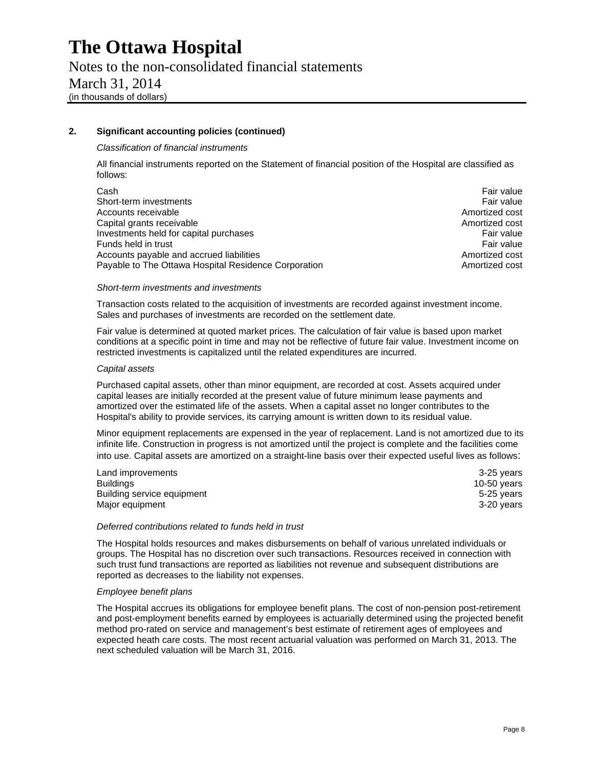# The Ottawa Hospital

Notes to the non-consolidated financial statements

March 31, 2014

(in thousands of dollars)

## 2. Significant accounting policies (continued)

*Classification of financial instruments*

All financial instruments reported on the Statement of financial position of the Hospital are classified as follows:

| | |
|---|---|
| Cash | Fair value |
| Short-term investments | Fair value |
| Accounts receivable | Amortized cost |
| Capital grants receivable | Amortized cost |
| Investments held for capital purchases | Fair value |
| Funds held in trust | Fair value |
| Accounts payable and accrued liabilities | Amortized cost |
| Payable to The Ottawa Hospital Residence Corporation | Amortized cost |

*Short-term investments and investments*

Transaction costs related to the acquisition of investments are recorded against investment income. Sales and purchases of investments are recorded on the settlement date.

Fair value is determined at quoted market prices. The calculation of fair value is based upon market conditions at a specific point in time and may not be reflective of future fair value. Investment income on restricted investments is capitalized until the related expenditures are incurred.

*Capital assets*

Purchased capital assets, other than minor equipment, are recorded at cost. Assets acquired under capital leases are initially recorded at the present value of future minimum lease payments and amortized over the estimated life of the assets. When a capital asset no longer contributes to the Hospital's ability to provide services, its carrying amount is written down to its residual value.

Minor equipment replacements are expensed in the year of replacement. Land is not amortized due to its infinite life. Construction in progress is not amortized until the project is complete and the facilities come into use. Capital assets are amortized on a straight-line basis over their expected useful lives as follows:

| | |
|---|---|
| Land improvements | 3-25 years |
| Buildings | 10-50 years |
| Building service equipment | 5-25 years |
| Major equipment | 3-20 years |

*Deferred contributions related to funds held in trust*

The Hospital holds resources and makes disbursements on behalf of various unrelated individuals or groups. The Hospital has no discretion over such transactions. Resources received in connection with such trust fund transactions are reported as liabilities not revenue and subsequent distributions are reported as decreases to the liability not expenses.

*Employee benefit plans*

The Hospital accrues its obligations for employee benefit plans. The cost of non-pension post-retirement and post-employment benefits earned by employees is actuarially determined using the projected benefit method pro-rated on service and management's best estimate of retirement ages of employees and expected heath care costs. The most recent actuarial valuation was performed on March 31, 2013. The next scheduled valuation will be March 31, 2016.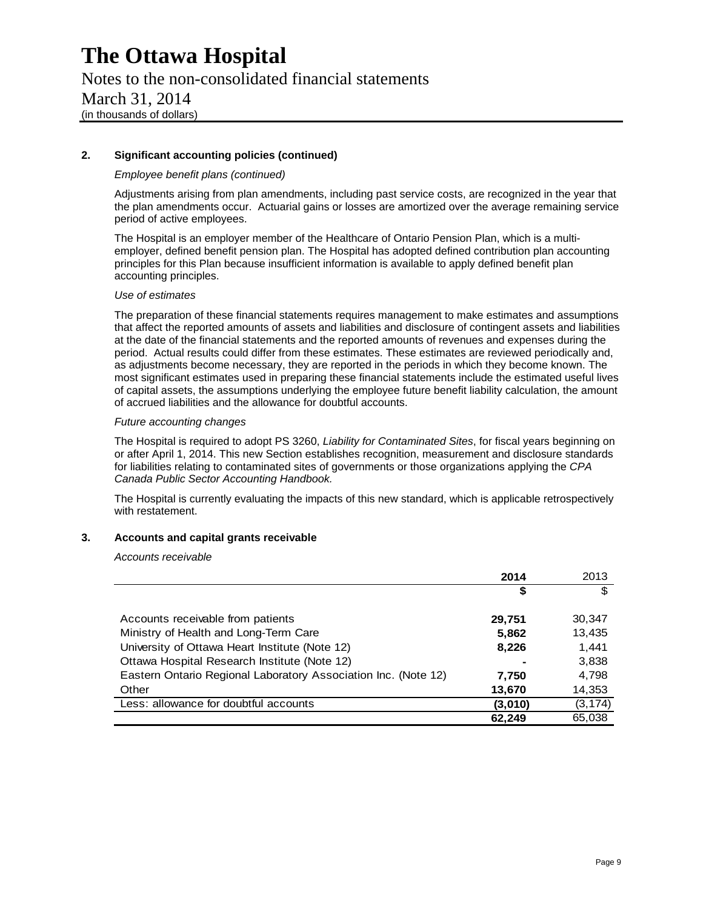# The Ottawa Hospital

Notes to the non-consolidated financial statements
March 31, 2014
(in thousands of dollars)

## 2. Significant accounting policies (continued)

*Employee benefit plans (continued)*

Adjustments arising from plan amendments, including past service costs, are recognized in the year that the plan amendments occur. Actuarial gains or losses are amortized over the average remaining service period of active employees.

The Hospital is an employer member of the Healthcare of Ontario Pension Plan, which is a multi-employer, defined benefit pension plan. The Hospital has adopted defined contribution plan accounting principles for this Plan because insufficient information is available to apply defined benefit plan accounting principles.

*Use of estimates*

The preparation of these financial statements requires management to make estimates and assumptions that affect the reported amounts of assets and liabilities and disclosure of contingent assets and liabilities at the date of the financial statements and the reported amounts of revenues and expenses during the period. Actual results could differ from these estimates. These estimates are reviewed periodically and, as adjustments become necessary, they are reported in the periods in which they become known. The most significant estimates used in preparing these financial statements include the estimated useful lives of capital assets, the assumptions underlying the employee future benefit liability calculation, the amount of accrued liabilities and the allowance for doubtful accounts.

*Future accounting changes*

The Hospital is required to adopt PS 3260, *Liability for Contaminated Sites*, for fiscal years beginning on or after April 1, 2014. This new Section establishes recognition, measurement and disclosure standards for liabilities relating to contaminated sites of governments or those organizations applying the *CPA Canada Public Sector Accounting Handbook.*

The Hospital is currently evaluating the impacts of this new standard, which is applicable retrospectively with restatement.

## 3. Accounts and capital grants receivable

*Accounts receivable*

| | **2014** | 2013 |
|---|---|---|
| | **$** | $ |
| Accounts receivable from patients | **29,751** | 30,347 |
| Ministry of Health and Long-Term Care | **5,862** | 13,435 |
| University of Ottawa Heart Institute (Note 12) | **8,226** | 1,441 |
| Ottawa Hospital Research Institute (Note 12) | **-** | 3,838 |
| Eastern Ontario Regional Laboratory Association Inc. (Note 12) | **7,750** | 4,798 |
| Other | **13,670** | 14,353 |
| Less: allowance for doubtful accounts | **(3,010)** | (3,174) |
| | **62,249** | 65,038 |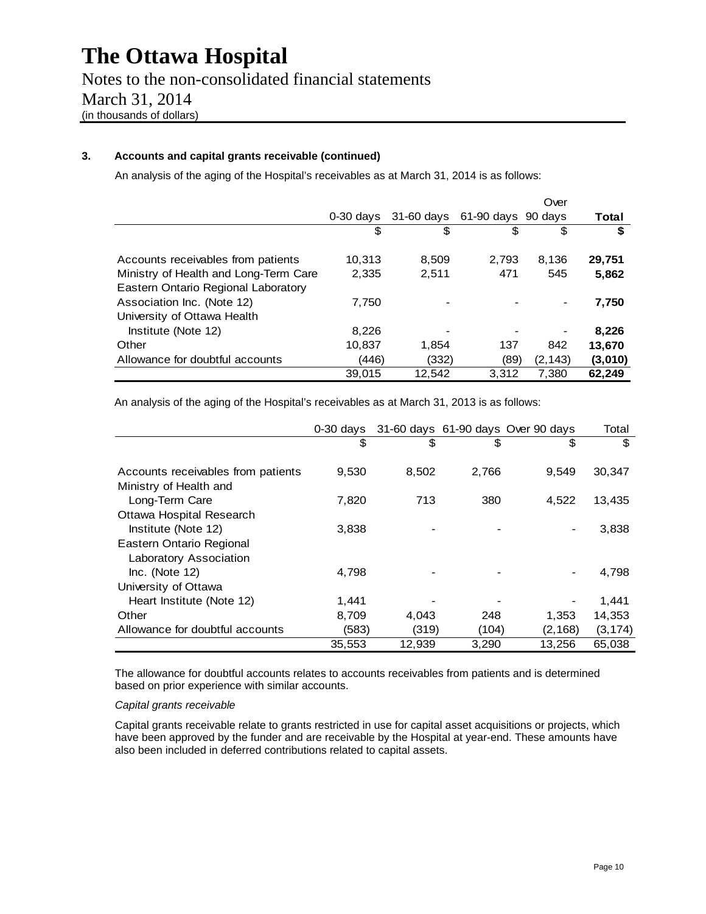# The Ottawa Hospital

Notes to the non-consolidated financial statements

March 31, 2014

(in thousands of dollars)

### 3. Accounts and capital grants receivable (continued)

An analysis of the aging of the Hospital's receivables as at March 31, 2014 is as follows:

| | 0-30 days | 31-60 days | 61-90 days | Over 90 days | **Total** |
|---|---|---|---|---|---|
| | $ | $ | $ | $ | **$** |
| Accounts receivables from patients | 10,313 | 8,509 | 2,793 | 8,136 | **29,751** |
| Ministry of Health and Long-Term Care | 2,335 | 2,511 | 471 | 545 | **5,862** |
| Eastern Ontario Regional Laboratory Association Inc. (Note 12) | 7,750 | - | - | - | **7,750** |
| University of Ottawa Health Institute (Note 12) | 8,226 | - | - | - | **8,226** |
| Other | 10,837 | 1,854 | 137 | 842 | **13,670** |
| Allowance for doubtful accounts | (446) | (332) | (89) | (2,143) | **(3,010)** |
| | 39,015 | 12,542 | 3,312 | 7,380 | **62,249** |

An analysis of the aging of the Hospital's receivables as at March 31, 2013 is as follows:

| | 0-30 days | 31-60 days | 61-90 days | Over 90 days | Total |
|---|---|---|---|---|---|
| | $ | $ | $ | $ | $ |
| Accounts receivables from patients | 9,530 | 8,502 | 2,766 | 9,549 | 30,347 |
| Ministry of Health and Long-Term Care | 7,820 | 713 | 380 | 4,522 | 13,435 |
| Ottawa Hospital Research Institute (Note 12) | 3,838 | - | - | - | 3,838 |
| Eastern Ontario Regional Laboratory Association Inc. (Note 12) | 4,798 | - | - | - | 4,798 |
| University of Ottawa Heart Institute (Note 12) | 1,441 | - | - | - | 1,441 |
| Other | 8,709 | 4,043 | 248 | 1,353 | 14,353 |
| Allowance for doubtful accounts | (583) | (319) | (104) | (2,168) | (3,174) |
| | 35,553 | 12,939 | 3,290 | 13,256 | 65,038 |

The allowance for doubtful accounts relates to accounts receivables from patients and is determined based on prior experience with similar accounts.

*Capital grants receivable*

Capital grants receivable relate to grants restricted in use for capital asset acquisitions or projects, which have been approved by the funder and are receivable by the Hospital at year-end. These amounts have also been included in deferred contributions related to capital assets.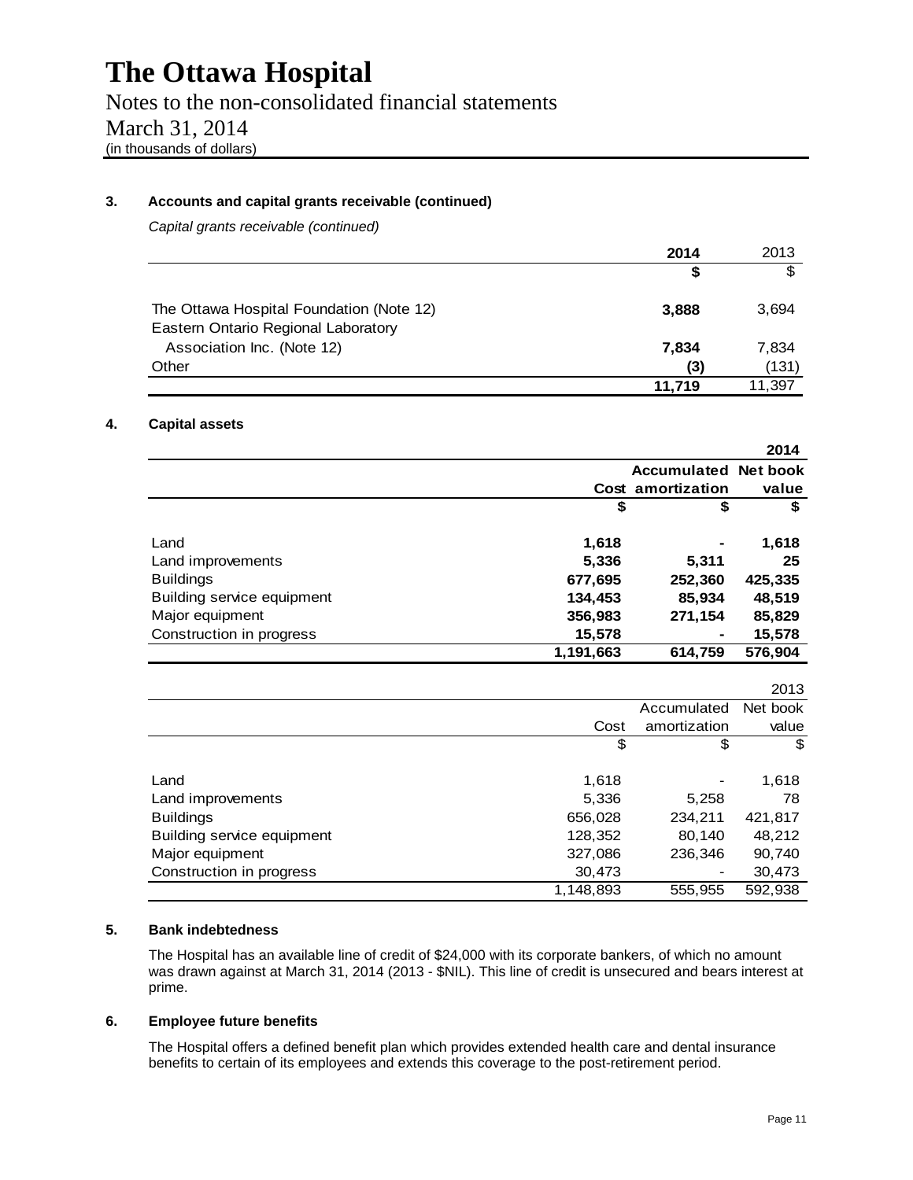# The Ottawa Hospital

Notes to the non-consolidated financial statements

March 31, 2014

(in thousands of dollars)

### 3. Accounts and capital grants receivable (continued)

*Capital grants receivable (continued)*

| | **2014** | 2013 |
|---|---|---|
| | **$** | $ |
| The Ottawa Hospital Foundation (Note 12) | **3,888** | 3,694 |
| Eastern Ontario Regional Laboratory Association Inc. (Note 12) | **7,834** | 7,834 |
| Other | **(3)** | (131) |
| | **11,719** | 11,397 |

### 4. Capital assets

| | | | **2014** |
|---|---|---|---|
| | **Cost** | **Accumulated amortization** | **Net book value** |
| | **$** | **$** | **$** |
| Land | **1,618** | **-** | **1,618** |
| Land improvements | **5,336** | **5,311** | **25** |
| Buildings | **677,695** | **252,360** | **425,335** |
| Building service equipment | **134,453** | **85,934** | **48,519** |
| Major equipment | **356,983** | **271,154** | **85,829** |
| Construction in progress | **15,578** | **-** | **15,578** |
| | **1,191,663** | **614,759** | **576,904** |

| | | | 2013 |
|---|---|---|---|
| | Cost | Accumulated amortization | Net book value |
| | $ | $ | $ |
| Land | 1,618 | - | 1,618 |
| Land improvements | 5,336 | 5,258 | 78 |
| Buildings | 656,028 | 234,211 | 421,817 |
| Building service equipment | 128,352 | 80,140 | 48,212 |
| Major equipment | 327,086 | 236,346 | 90,740 |
| Construction in progress | 30,473 | - | 30,473 |
| | 1,148,893 | 555,955 | 592,938 |

### 5. Bank indebtedness

The Hospital has an available line of credit of $24,000 with its corporate bankers, of which no amount was drawn against at March 31, 2014 (2013 - $NIL). This line of credit is unsecured and bears interest at prime.

### 6. Employee future benefits

The Hospital offers a defined benefit plan which provides extended health care and dental insurance benefits to certain of its employees and extends this coverage to the post-retirement period.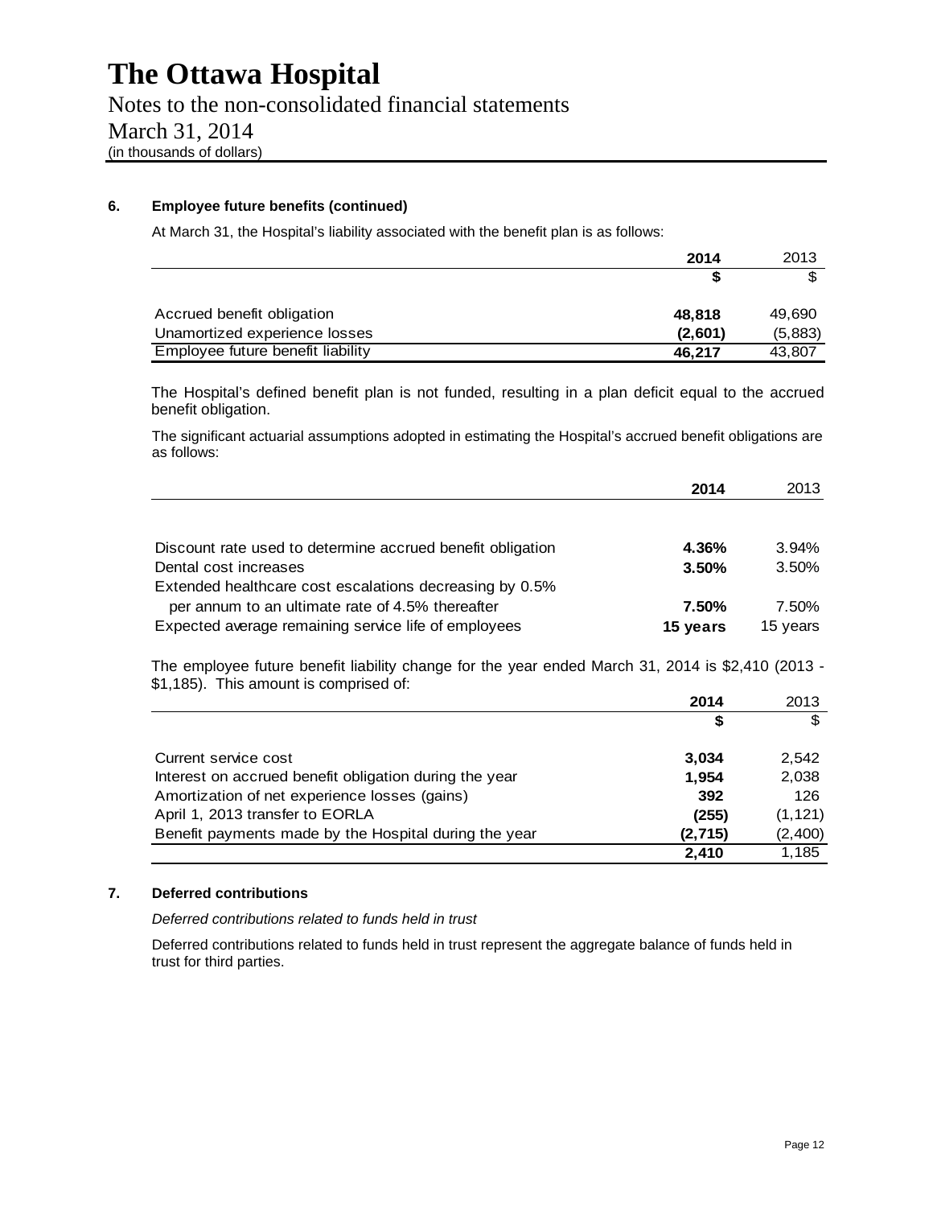# The Ottawa Hospital

Notes to the non-consolidated financial statements

March 31, 2014

(in thousands of dollars)

### 6. Employee future benefits (continued)

At March 31, the Hospital's liability associated with the benefit plan is as follows:

| | **2014** | 2013 |
|---|---|---|
| | **$** | $ |
| Accrued benefit obligation | **48,818** | 49,690 |
| Unamortized experience losses | **(2,601)** | (5,883) |
| Employee future benefit liability | **46,217** | 43,807 |

The Hospital's defined benefit plan is not funded, resulting in a plan deficit equal to the accrued benefit obligation.

The significant actuarial assumptions adopted in estimating the Hospital's accrued benefit obligations are as follows:

| | **2014** | 2013 |
|---|---|---|
| Discount rate used to determine accrued benefit obligation | **4.36%** | 3.94% |
| Dental cost increases | **3.50%** | 3.50% |
| Extended healthcare cost escalations decreasing by 0.5% per annum to an ultimate rate of 4.5% thereafter | **7.50%** | 7.50% |
| Expected average remaining service life of employees | **15 years** | 15 years |

The employee future benefit liability change for the year ended March 31, 2014 is $2,410 (2013 - $1,185). This amount is comprised of:

| | **2014** | 2013 |
|---|---|---|
| | **$** | $ |
| Current service cost | **3,034** | 2,542 |
| Interest on accrued benefit obligation during the year | **1,954** | 2,038 |
| Amortization of net experience losses (gains) | **392** | 126 |
| April 1, 2013 transfer to EORLA | **(255)** | (1,121) |
| Benefit payments made by the Hospital during the year | **(2,715)** | (2,400) |
| | **2,410** | 1,185 |

### 7. Deferred contributions

*Deferred contributions related to funds held in trust*

Deferred contributions related to funds held in trust represent the aggregate balance of funds held in trust for third parties.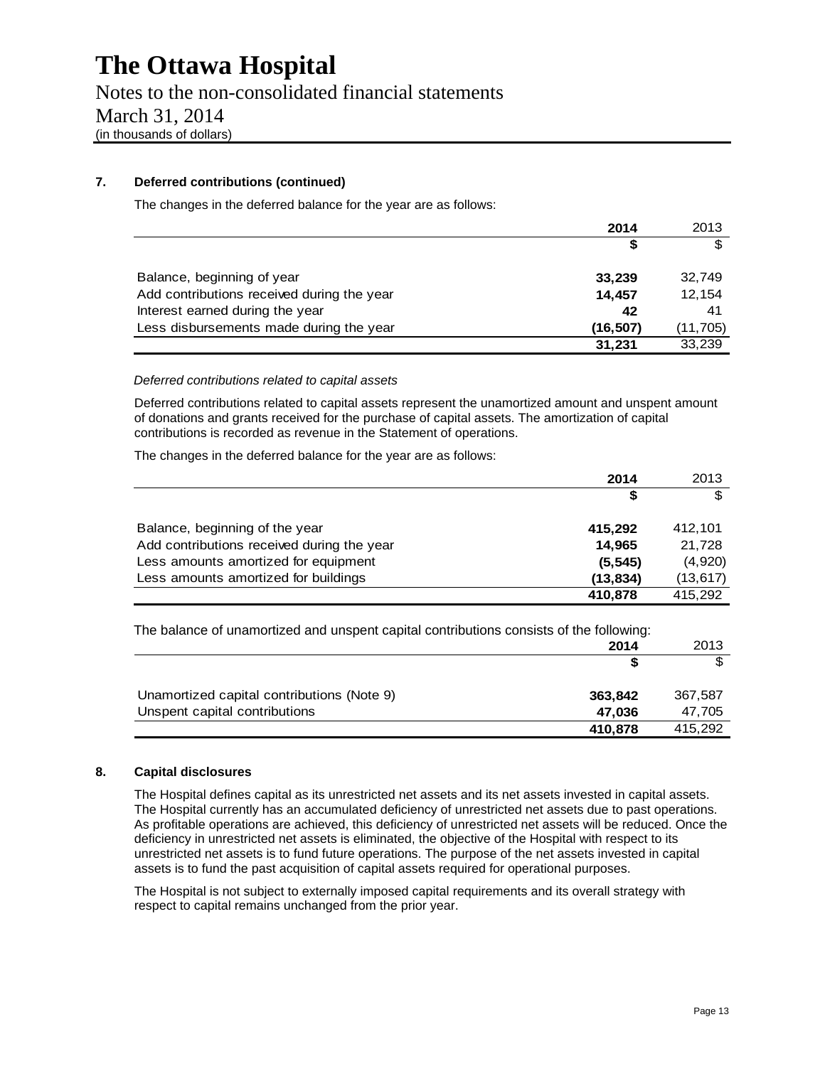# The Ottawa Hospital

Notes to the non-consolidated financial statements

March 31, 2014

(in thousands of dollars)

### 7. Deferred contributions (continued)

The changes in the deferred balance for the year are as follows:

| | 2014 | 2013 |
|---|---|---|
| | $ | $ |
| Balance, beginning of year | **33,239** | 32,749 |
| Add contributions received during the year | **14,457** | 12,154 |
| Interest earned during the year | **42** | 41 |
| Less disbursements made during the year | **(16,507)** | (11,705) |
| | **31,231** | 33,239 |

*Deferred contributions related to capital assets*

Deferred contributions related to capital assets represent the unamortized amount and unspent amount of donations and grants received for the purchase of capital assets. The amortization of capital contributions is recorded as revenue in the Statement of operations.

The changes in the deferred balance for the year are as follows:

| | 2014 | 2013 |
|---|---|---|
| | $ | $ |
| Balance, beginning of the year | **415,292** | 412,101 |
| Add contributions received during the year | **14,965** | 21,728 |
| Less amounts amortized for equipment | **(5,545)** | (4,920) |
| Less amounts amortized for buildings | **(13,834)** | (13,617) |
| | **410,878** | 415,292 |

The balance of unamortized and unspent capital contributions consists of the following:

| | 2014 | 2013 |
|---|---|---|
| | $ | $ |
| Unamortized capital contributions (Note 9) | **363,842** | 367,587 |
| Unspent capital contributions | **47,036** | 47,705 |
| | **410,878** | 415,292 |

### 8. Capital disclosures

The Hospital defines capital as its unrestricted net assets and its net assets invested in capital assets. The Hospital currently has an accumulated deficiency of unrestricted net assets due to past operations. As profitable operations are achieved, this deficiency of unrestricted net assets will be reduced. Once the deficiency in unrestricted net assets is eliminated, the objective of the Hospital with respect to its unrestricted net assets is to fund future operations. The purpose of the net assets invested in capital assets is to fund the past acquisition of capital assets required for operational purposes.

The Hospital is not subject to externally imposed capital requirements and its overall strategy with respect to capital remains unchanged from the prior year.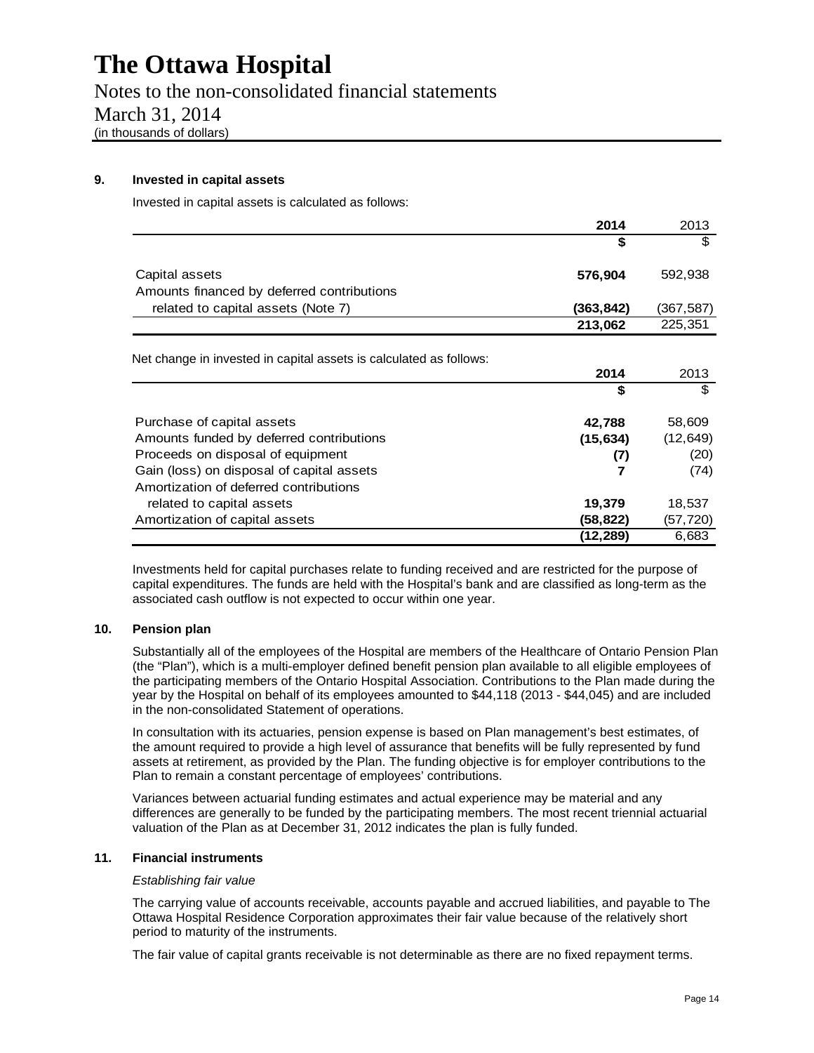# The Ottawa Hospital

Notes to the non-consolidated financial statements

March 31, 2014

(in thousands of dollars)

## 9. Invested in capital assets

Invested in capital assets is calculated as follows:

| | **2014** | 2013 |
|---|---|---|
| | **$** | $ |
| Capital assets | **576,904** | 592,938 |
| Amounts financed by deferred contributions related to capital assets (Note 7) | **(363,842)** | (367,587) |
| | **213,062** | 225,351 |

Net change in invested in capital assets is calculated as follows:

| | **2014** | 2013 |
|---|---|---|
| | **$** | $ |
| Purchase of capital assets | **42,788** | 58,609 |
| Amounts funded by deferred contributions | **(15,634)** | (12,649) |
| Proceeds on disposal of equipment | **(7)** | (20) |
| Gain (loss) on disposal of capital assets | **7** | (74) |
| Amortization of deferred contributions related to capital assets | **19,379** | 18,537 |
| Amortization of capital assets | **(58,822)** | (57,720) |
| | **(12,289)** | 6,683 |

Investments held for capital purchases relate to funding received and are restricted for the purpose of capital expenditures. The funds are held with the Hospital's bank and are classified as long-term as the associated cash outflow is not expected to occur within one year.

## 10. Pension plan

Substantially all of the employees of the Hospital are members of the Healthcare of Ontario Pension Plan (the "Plan"), which is a multi-employer defined benefit pension plan available to all eligible employees of the participating members of the Ontario Hospital Association. Contributions to the Plan made during the year by the Hospital on behalf of its employees amounted to $44,118 (2013 - $44,045) and are included in the non-consolidated Statement of operations.

In consultation with its actuaries, pension expense is based on Plan management's best estimates, of the amount required to provide a high level of assurance that benefits will be fully represented by fund assets at retirement, as provided by the Plan. The funding objective is for employer contributions to the Plan to remain a constant percentage of employees' contributions.

Variances between actuarial funding estimates and actual experience may be material and any differences are generally to be funded by the participating members. The most recent triennial actuarial valuation of the Plan as at December 31, 2012 indicates the plan is fully funded.

## 11. Financial instruments

*Establishing fair value*

The carrying value of accounts receivable, accounts payable and accrued liabilities, and payable to The Ottawa Hospital Residence Corporation approximates their fair value because of the relatively short period to maturity of the instruments.

The fair value of capital grants receivable is not determinable as there are no fixed repayment terms.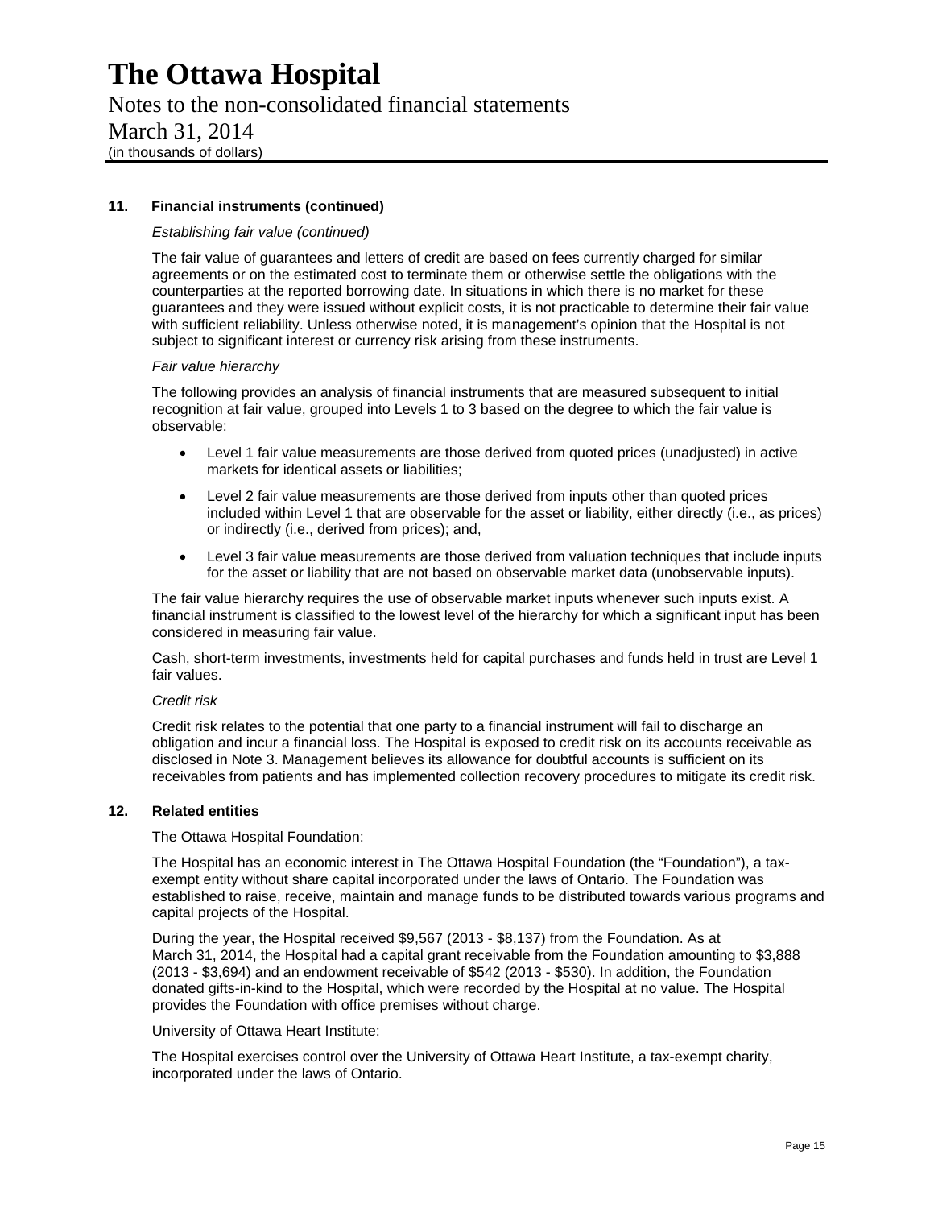## 11. Financial instruments (continued)

*Establishing fair value (continued)*

The fair value of guarantees and letters of credit are based on fees currently charged for similar agreements or on the estimated cost to terminate them or otherwise settle the obligations with the counterparties at the reported borrowing date. In situations in which there is no market for these guarantees and they were issued without explicit costs, it is not practicable to determine their fair value with sufficient reliability. Unless otherwise noted, it is management's opinion that the Hospital is not subject to significant interest or currency risk arising from these instruments.

*Fair value hierarchy*

The following provides an analysis of financial instruments that are measured subsequent to initial recognition at fair value, grouped into Levels 1 to 3 based on the degree to which the fair value is observable:

- Level 1 fair value measurements are those derived from quoted prices (unadjusted) in active markets for identical assets or liabilities;
- Level 2 fair value measurements are those derived from inputs other than quoted prices included within Level 1 that are observable for the asset or liability, either directly (i.e., as prices) or indirectly (i.e., derived from prices); and,
- Level 3 fair value measurements are those derived from valuation techniques that include inputs for the asset or liability that are not based on observable market data (unobservable inputs).

The fair value hierarchy requires the use of observable market inputs whenever such inputs exist. A financial instrument is classified to the lowest level of the hierarchy for which a significant input has been considered in measuring fair value.

Cash, short-term investments, investments held for capital purchases and funds held in trust are Level 1 fair values.

*Credit risk*

Credit risk relates to the potential that one party to a financial instrument will fail to discharge an obligation and incur a financial loss. The Hospital is exposed to credit risk on its accounts receivable as disclosed in Note 3. Management believes its allowance for doubtful accounts is sufficient on its receivables from patients and has implemented collection recovery procedures to mitigate its credit risk.

## 12. Related entities

The Ottawa Hospital Foundation:

The Hospital has an economic interest in The Ottawa Hospital Foundation (the "Foundation"), a tax-exempt entity without share capital incorporated under the laws of Ontario. The Foundation was established to raise, receive, maintain and manage funds to be distributed towards various programs and capital projects of the Hospital.

During the year, the Hospital received $9,567 (2013 - $8,137) from the Foundation. As at March 31, 2014, the Hospital had a capital grant receivable from the Foundation amounting to $3,888 (2013 - $3,694) and an endowment receivable of $542 (2013 - $530). In addition, the Foundation donated gifts-in-kind to the Hospital, which were recorded by the Hospital at no value. The Hospital provides the Foundation with office premises without charge.

University of Ottawa Heart Institute:

The Hospital exercises control over the University of Ottawa Heart Institute, a tax-exempt charity, incorporated under the laws of Ontario.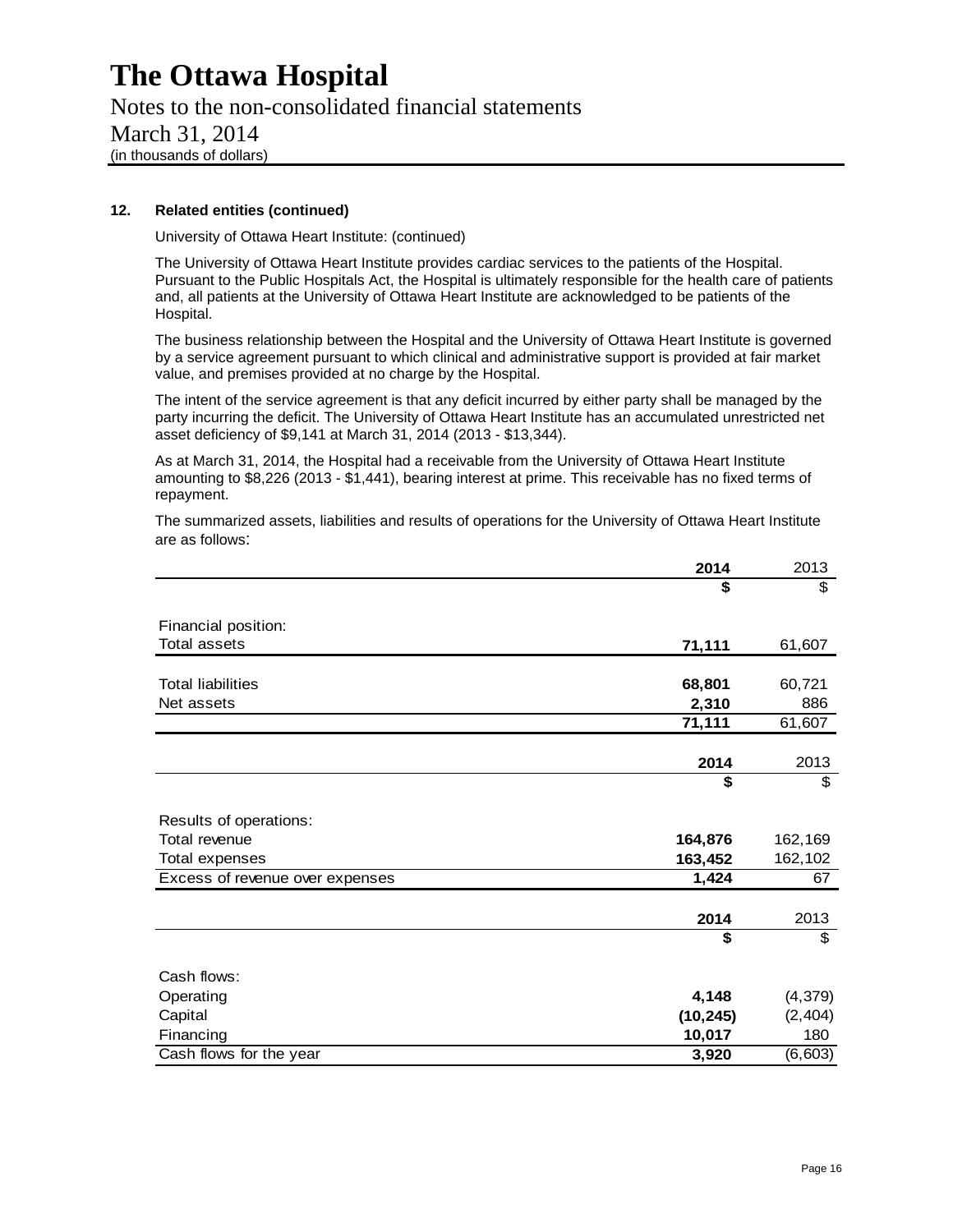### 12. Related entities (continued)

University of Ottawa Heart Institute: (continued)

The University of Ottawa Heart Institute provides cardiac services to the patients of the Hospital. Pursuant to the Public Hospitals Act, the Hospital is ultimately responsible for the health care of patients and, all patients at the University of Ottawa Heart Institute are acknowledged to be patients of the Hospital.

The business relationship between the Hospital and the University of Ottawa Heart Institute is governed by a service agreement pursuant to which clinical and administrative support is provided at fair market value, and premises provided at no charge by the Hospital.

The intent of the service agreement is that any deficit incurred by either party shall be managed by the party incurring the deficit. The University of Ottawa Heart Institute has an accumulated unrestricted net asset deficiency of $9,141 at March 31, 2014 (2013 - $13,344).

As at March 31, 2014, the Hospital had a receivable from the University of Ottawa Heart Institute amounting to $8,226 (2013 - $1,441), bearing interest at prime. This receivable has no fixed terms of repayment.

The summarized assets, liabilities and results of operations for the University of Ottawa Heart Institute are as follows:

| | **2014** | 2013 |
|---|---|---|
| | **$** | $ |
| Financial position: | | |
| Total assets | **71,111** | 61,607 |
| Total liabilities | **68,801** | 60,721 |
| Net assets | **2,310** | 886 |
| | **71,111** | 61,607 |

| | **2014** | 2013 |
|---|---|---|
| | **$** | $ |
| Results of operations: | | |
| Total revenue | **164,876** | 162,169 |
| Total expenses | **163,452** | 162,102 |
| Excess of revenue over expenses | **1,424** | 67 |

| | **2014** | 2013 |
|---|---|---|
| | **$** | $ |
| Cash flows: | | |
| Operating | **4,148** | (4,379) |
| Capital | **(10,245)** | (2,404) |
| Financing | **10,017** | 180 |
| Cash flows for the year | **3,920** | (6,603) |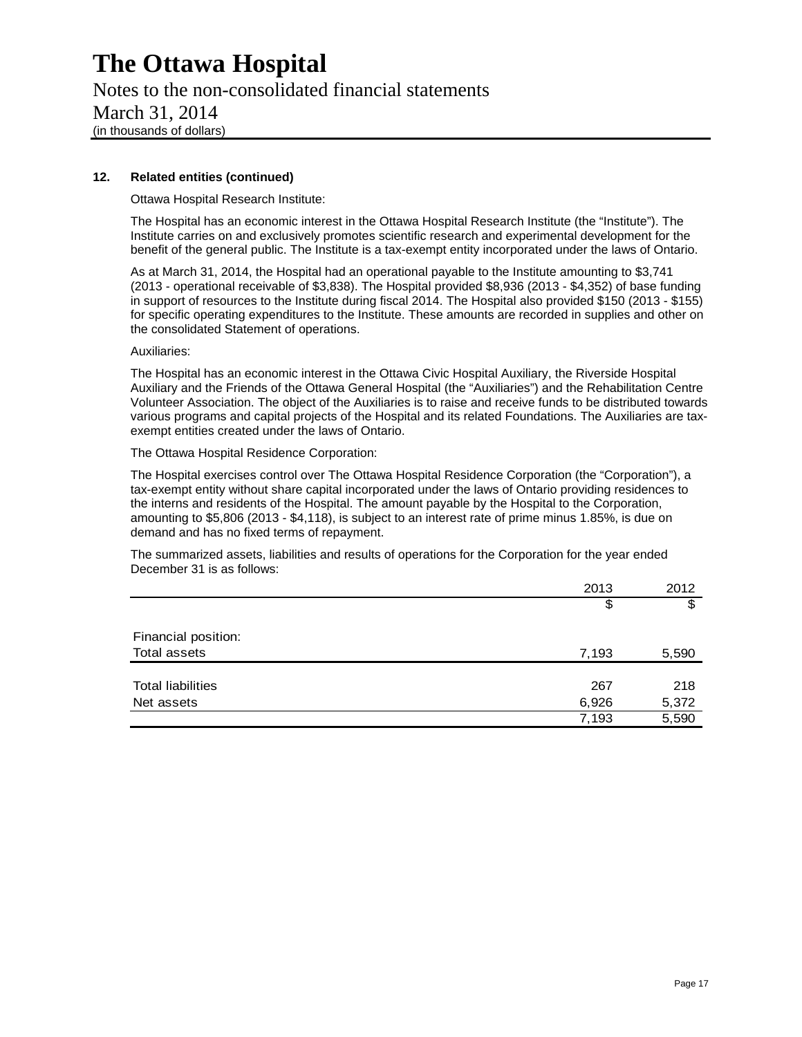# The Ottawa Hospital

Notes to the non-consolidated financial statements

March 31, 2014

(in thousands of dollars)

### 12. Related entities (continued)

Ottawa Hospital Research Institute:

The Hospital has an economic interest in the Ottawa Hospital Research Institute (the "Institute"). The Institute carries on and exclusively promotes scientific research and experimental development for the benefit of the general public. The Institute is a tax-exempt entity incorporated under the laws of Ontario.

As at March 31, 2014, the Hospital had an operational payable to the Institute amounting to $3,741 (2013 - operational receivable of $3,838). The Hospital provided $8,936 (2013 - $4,352) of base funding in support of resources to the Institute during fiscal 2014. The Hospital also provided $150 (2013 - $155) for specific operating expenditures to the Institute. These amounts are recorded in supplies and other on the consolidated Statement of operations.

Auxiliaries:

The Hospital has an economic interest in the Ottawa Civic Hospital Auxiliary, the Riverside Hospital Auxiliary and the Friends of the Ottawa General Hospital (the "Auxiliaries") and the Rehabilitation Centre Volunteer Association. The object of the Auxiliaries is to raise and receive funds to be distributed towards various programs and capital projects of the Hospital and its related Foundations. The Auxiliaries are tax-exempt entities created under the laws of Ontario.

The Ottawa Hospital Residence Corporation:

The Hospital exercises control over The Ottawa Hospital Residence Corporation (the "Corporation"), a tax-exempt entity without share capital incorporated under the laws of Ontario providing residences to the interns and residents of the Hospital. The amount payable by the Hospital to the Corporation, amounting to $5,806 (2013 - $4,118), is subject to an interest rate of prime minus 1.85%, is due on demand and has no fixed terms of repayment.

The summarized assets, liabilities and results of operations for the Corporation for the year ended December 31 is as follows:

| | 2013 | 2012 |
|---|---|---|
| | $ | $ |
| Financial position: | | |
| Total assets | 7,193 | 5,590 |
| Total liabilities | 267 | 218 |
| Net assets | 6,926 | 5,372 |
| | 7,193 | 5,590 |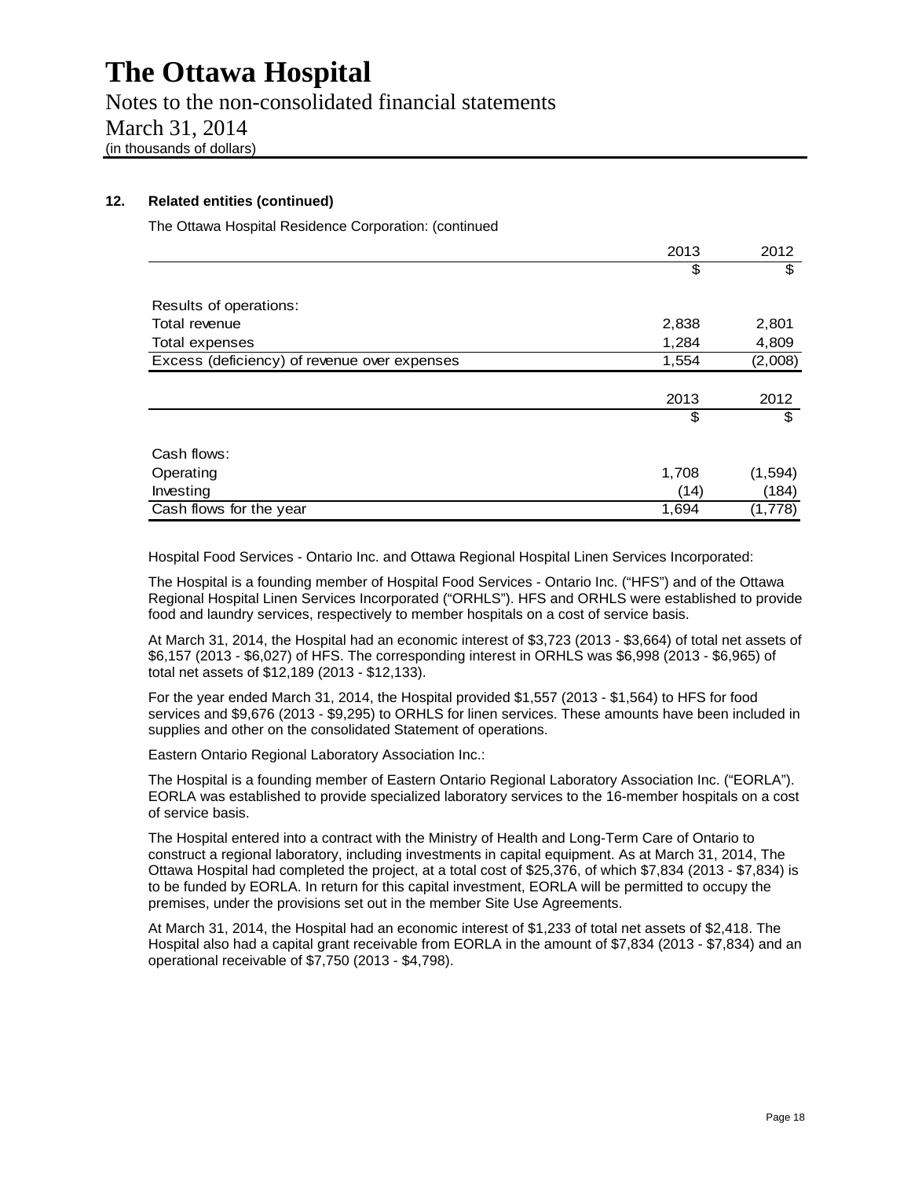# The Ottawa Hospital

Notes to the non-consolidated financial statements

March 31, 2014

(in thousands of dollars)

### 12. Related entities (continued)

The Ottawa Hospital Residence Corporation: (continued

| | 2013 | 2012 |
|---|---|---|
| | $ | $ |
| Results of operations: | | |
| Total revenue | 2,838 | 2,801 |
| Total expenses | 1,284 | 4,809 |
| Excess (deficiency) of revenue over expenses | 1,554 | (2,008) |

| | 2013 | 2012 |
|---|---|---|
| | $ | $ |
| Cash flows: | | |
| Operating | 1,708 | (1,594) |
| Investing | (14) | (184) |
| Cash flows for the year | 1,694 | (1,778) |

Hospital Food Services - Ontario Inc. and Ottawa Regional Hospital Linen Services Incorporated:

The Hospital is a founding member of Hospital Food Services - Ontario Inc. ("HFS") and of the Ottawa Regional Hospital Linen Services Incorporated ("ORHLS"). HFS and ORHLS were established to provide food and laundry services, respectively to member hospitals on a cost of service basis.

At March 31, 2014, the Hospital had an economic interest of $3,723 (2013 - $3,664) of total net assets of $6,157 (2013 - $6,027) of HFS. The corresponding interest in ORHLS was $6,998 (2013 - $6,965) of total net assets of $12,189 (2013 - $12,133).

For the year ended March 31, 2014, the Hospital provided $1,557 (2013 - $1,564) to HFS for food services and $9,676 (2013 - $9,295) to ORHLS for linen services. These amounts have been included in supplies and other on the consolidated Statement of operations.

Eastern Ontario Regional Laboratory Association Inc.:

The Hospital is a founding member of Eastern Ontario Regional Laboratory Association Inc. ("EORLA"). EORLA was established to provide specialized laboratory services to the 16-member hospitals on a cost of service basis.

The Hospital entered into a contract with the Ministry of Health and Long-Term Care of Ontario to construct a regional laboratory, including investments in capital equipment. As at March 31, 2014, The Ottawa Hospital had completed the project, at a total cost of $25,376, of which $7,834 (2013 - $7,834) is to be funded by EORLA. In return for this capital investment, EORLA will be permitted to occupy the premises, under the provisions set out in the member Site Use Agreements.

At March 31, 2014, the Hospital had an economic interest of $1,233 of total net assets of $2,418. The Hospital also had a capital grant receivable from EORLA in the amount of $7,834 (2013 - $7,834) and an operational receivable of $7,750 (2013 - $4,798).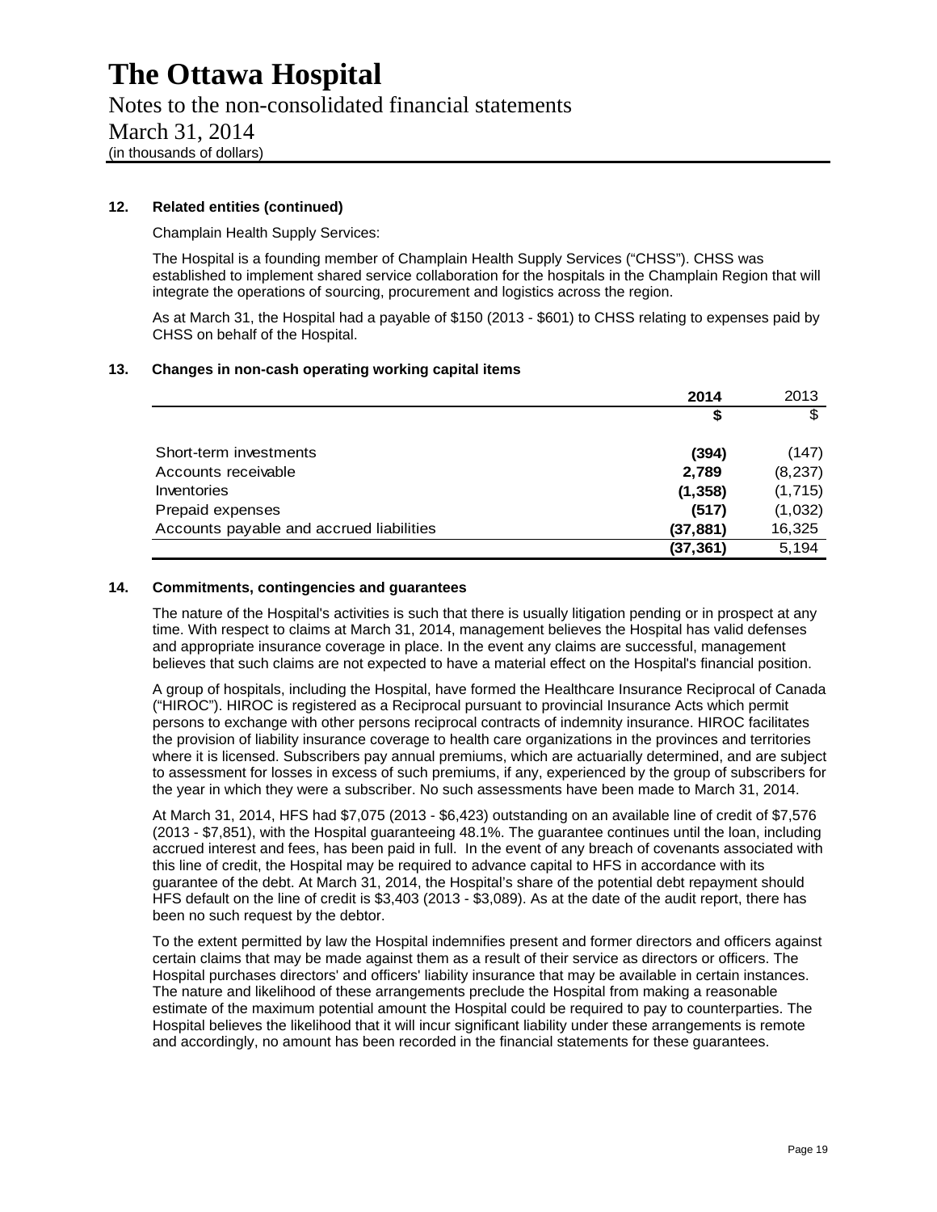# The Ottawa Hospital

Notes to the non-consolidated financial statements

March 31, 2014

(in thousands of dollars)

## 12. Related entities (continued)

Champlain Health Supply Services:

The Hospital is a founding member of Champlain Health Supply Services ("CHSS"). CHSS was established to implement shared service collaboration for the hospitals in the Champlain Region that will integrate the operations of sourcing, procurement and logistics across the region.

As at March 31, the Hospital had a payable of $150 (2013 - $601) to CHSS relating to expenses paid by CHSS on behalf of the Hospital.

## 13. Changes in non-cash operating working capital items

| | **2014** | 2013 |
|---|---|---|
| | **$** | $ |
| Short-term investments | **(394)** | (147) |
| Accounts receivable | **2,789** | (8,237) |
| Inventories | **(1,358)** | (1,715) |
| Prepaid expenses | **(517)** | (1,032) |
| Accounts payable and accrued liabilities | **(37,881)** | 16,325 |
| | **(37,361)** | 5,194 |

## 14. Commitments, contingencies and guarantees

The nature of the Hospital's activities is such that there is usually litigation pending or in prospect at any time. With respect to claims at March 31, 2014, management believes the Hospital has valid defenses and appropriate insurance coverage in place. In the event any claims are successful, management believes that such claims are not expected to have a material effect on the Hospital's financial position.

A group of hospitals, including the Hospital, have formed the Healthcare Insurance Reciprocal of Canada ("HIROC"). HIROC is registered as a Reciprocal pursuant to provincial Insurance Acts which permit persons to exchange with other persons reciprocal contracts of indemnity insurance. HIROC facilitates the provision of liability insurance coverage to health care organizations in the provinces and territories where it is licensed. Subscribers pay annual premiums, which are actuarially determined, and are subject to assessment for losses in excess of such premiums, if any, experienced by the group of subscribers for the year in which they were a subscriber. No such assessments have been made to March 31, 2014.

At March 31, 2014, HFS had $7,075 (2013 - $6,423) outstanding on an available line of credit of $7,576 (2013 - $7,851), with the Hospital guaranteeing 48.1%. The guarantee continues until the loan, including accrued interest and fees, has been paid in full. In the event of any breach of covenants associated with this line of credit, the Hospital may be required to advance capital to HFS in accordance with its guarantee of the debt. At March 31, 2014, the Hospital's share of the potential debt repayment should HFS default on the line of credit is $3,403 (2013 - $3,089). As at the date of the audit report, there has been no such request by the debtor.

To the extent permitted by law the Hospital indemnifies present and former directors and officers against certain claims that may be made against them as a result of their service as directors or officers. The Hospital purchases directors' and officers' liability insurance that may be available in certain instances. The nature and likelihood of these arrangements preclude the Hospital from making a reasonable estimate of the maximum potential amount the Hospital could be required to pay to counterparties. The Hospital believes the likelihood that it will incur significant liability under these arrangements is remote and accordingly, no amount has been recorded in the financial statements for these guarantees.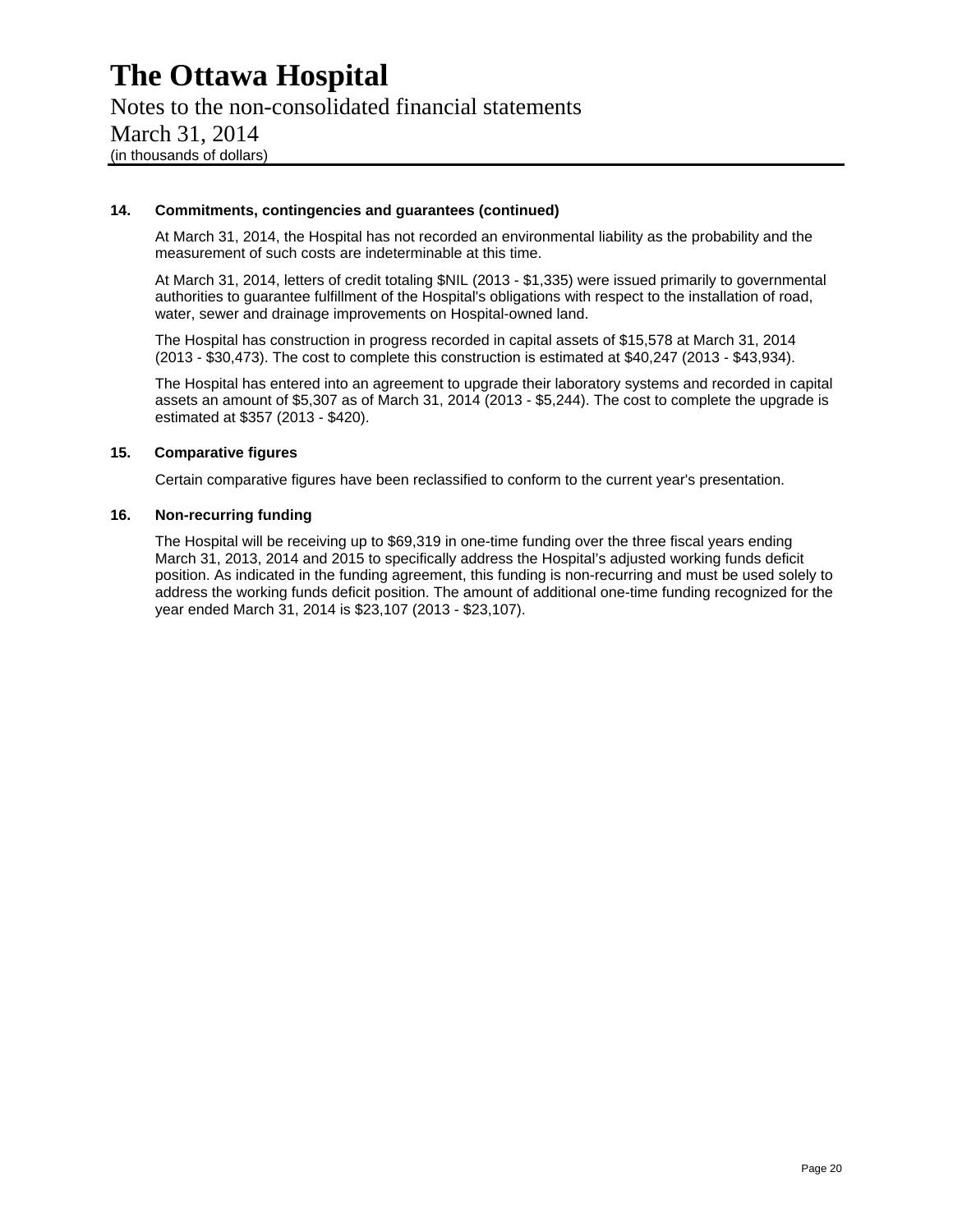# The Ottawa Hospital

Notes to the non-consolidated financial statements

March 31, 2014

(in thousands of dollars)

### 14. Commitments, contingencies and guarantees (continued)

At March 31, 2014, the Hospital has not recorded an environmental liability as the probability and the measurement of such costs are indeterminable at this time.

At March 31, 2014, letters of credit totaling $NIL (2013 - $1,335) were issued primarily to governmental authorities to guarantee fulfillment of the Hospital's obligations with respect to the installation of road, water, sewer and drainage improvements on Hospital-owned land.

The Hospital has construction in progress recorded in capital assets of $15,578 at March 31, 2014 (2013 - $30,473). The cost to complete this construction is estimated at $40,247 (2013 - $43,934).

The Hospital has entered into an agreement to upgrade their laboratory systems and recorded in capital assets an amount of $5,307 as of March 31, 2014 (2013 - $5,244). The cost to complete the upgrade is estimated at $357 (2013 - $420).

### 15. Comparative figures

Certain comparative figures have been reclassified to conform to the current year's presentation.

### 16. Non-recurring funding

The Hospital will be receiving up to $69,319 in one-time funding over the three fiscal years ending March 31, 2013, 2014 and 2015 to specifically address the Hospital's adjusted working funds deficit position. As indicated in the funding agreement, this funding is non-recurring and must be used solely to address the working funds deficit position. The amount of additional one-time funding recognized for the year ended March 31, 2014 is $23,107 (2013 - $23,107).